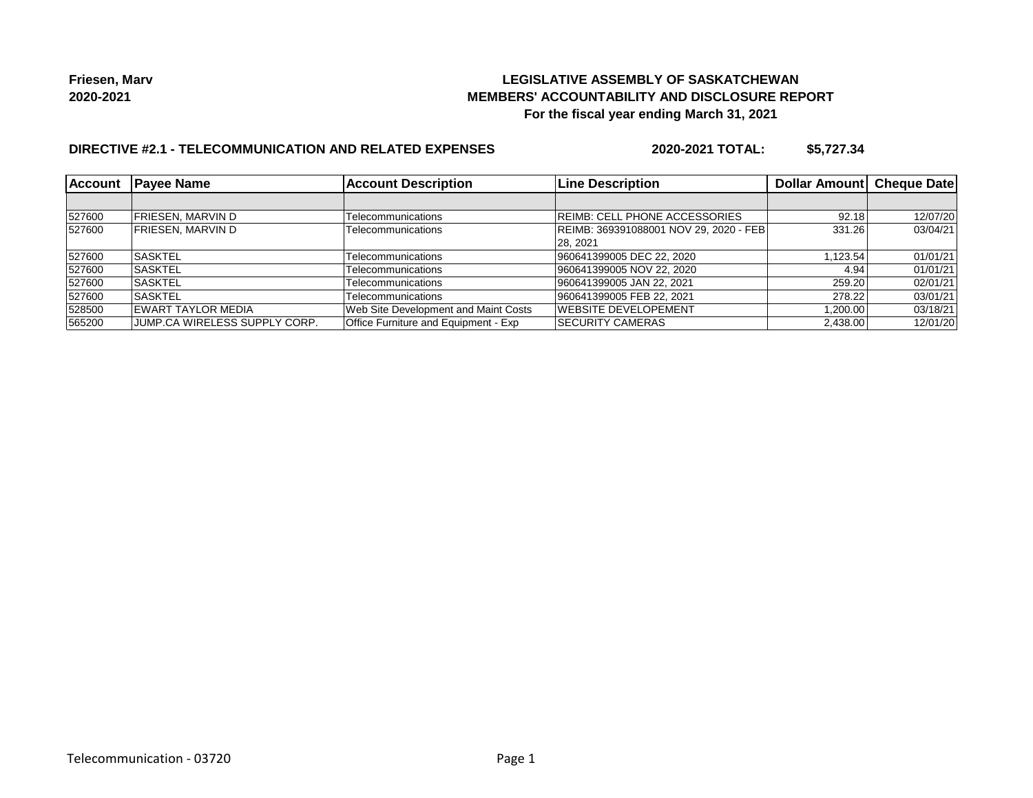**Friesen, Marv**
**2020-2021**

# LEGISLATIVE ASSEMBLY OF SASKATCHEWAN
## MEMBERS' ACCOUNTABILITY AND DISCLOSURE REPORT
### For the fiscal year ending March 31, 2021

**DIRECTIVE #2.1 - TELECOMMUNICATION AND RELATED EXPENSES** **2020-2021 TOTAL: $5,727.34**

| Account | Payee Name | Account Description | Line Description | Dollar Amount | Cheque Date |
|---|---|---|---|---|---|
| | | | | | |
| 527600 | FRIESEN, MARVIN D | Telecommunications | REIMB: CELL PHONE ACCESSORIES | 92.18 | 12/07/20 |
| 527600 | FRIESEN, MARVIN D | Telecommunications | REIMB: 369391088001 NOV 29, 2020 - FEB 28, 2021 | 331.26 | 03/04/21 |
| 527600 | SASKTEL | Telecommunications | 960641399005 DEC 22, 2020 | 1,123.54 | 01/01/21 |
| 527600 | SASKTEL | Telecommunications | 960641399005 NOV 22, 2020 | 4.94 | 01/01/21 |
| 527600 | SASKTEL | Telecommunications | 960641399005 JAN 22, 2021 | 259.20 | 02/01/21 |
| 527600 | SASKTEL | Telecommunications | 960641399005 FEB 22, 2021 | 278.22 | 03/01/21 |
| 528500 | EWART TAYLOR MEDIA | Web Site Development and Maint Costs | WEBSITE DEVELOPEMENT | 1,200.00 | 03/18/21 |
| 565200 | JUMP.CA WIRELESS SUPPLY CORP. | Office Furniture and Equipment - Exp | SECURITY CAMERAS | 2,438.00 | 12/01/20 |

Telecommunication - 03720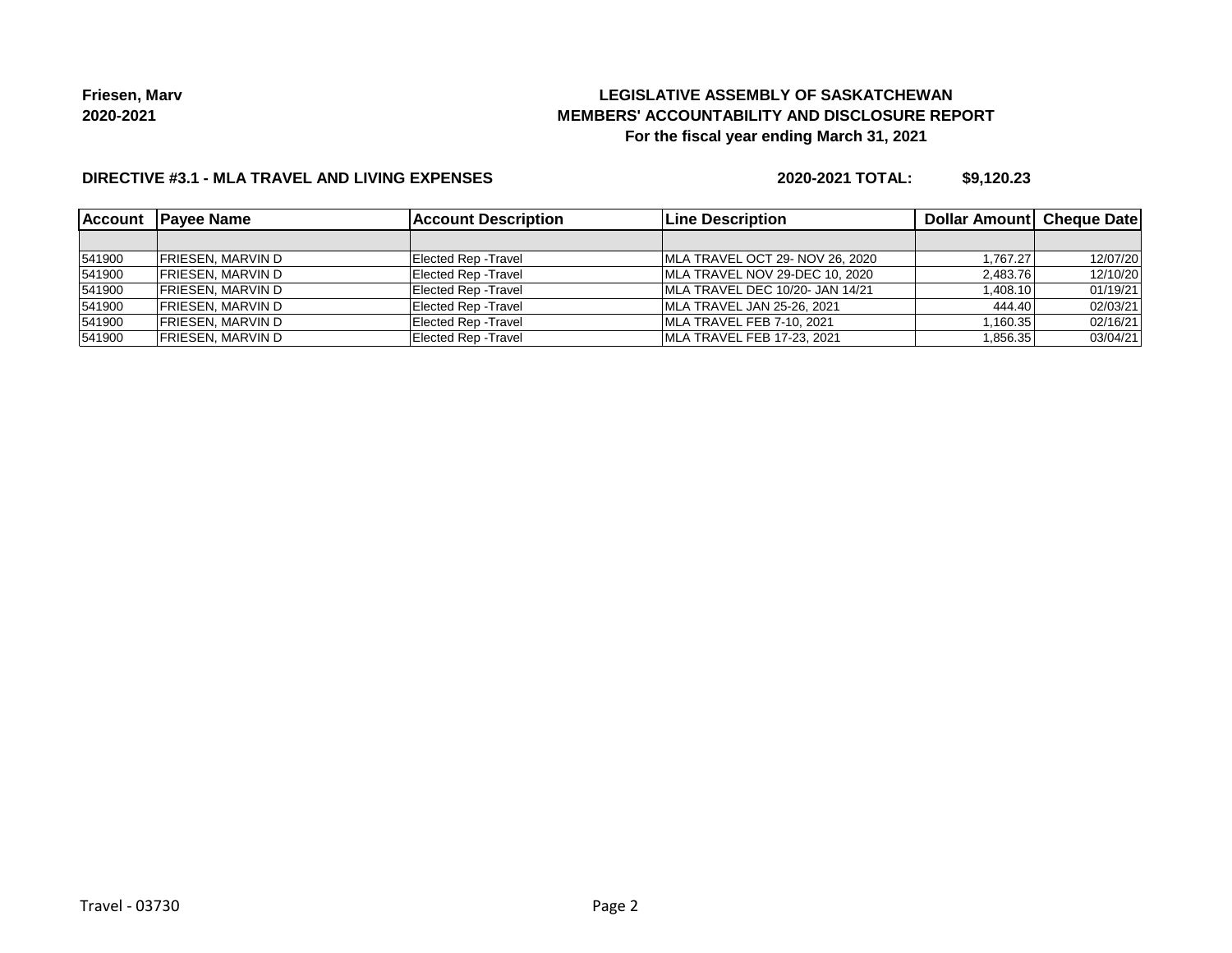**Friesen, Marv**
**2020-2021**

**LEGISLATIVE ASSEMBLY OF SASKATCHEWAN**
**MEMBERS' ACCOUNTABILITY AND DISCLOSURE REPORT**
**For the fiscal year ending March 31, 2021**

**DIRECTIVE #3.1 - MLA TRAVEL AND LIVING EXPENSES** **2020-2021 TOTAL: $9,120.23**

| Account | Payee Name | Account Description | Line Description | Dollar Amount | Cheque Date |
|---|---|---|---|---|---|
| | | | | | |
| 541900 | FRIESEN, MARVIN D | Elected Rep -Travel | MLA TRAVEL OCT 29- NOV 26, 2020 | 1,767.27 | 12/07/20 |
| 541900 | FRIESEN, MARVIN D | Elected Rep -Travel | MLA TRAVEL NOV 29-DEC 10, 2020 | 2,483.76 | 12/10/20 |
| 541900 | FRIESEN, MARVIN D | Elected Rep -Travel | MLA TRAVEL DEC 10/20- JAN 14/21 | 1,408.10 | 01/19/21 |
| 541900 | FRIESEN, MARVIN D | Elected Rep -Travel | MLA TRAVEL JAN 25-26, 2021 | 444.40 | 02/03/21 |
| 541900 | FRIESEN, MARVIN D | Elected Rep -Travel | MLA TRAVEL FEB 7-10, 2021 | 1,160.35 | 02/16/21 |
| 541900 | FRIESEN, MARVIN D | Elected Rep -Travel | MLA TRAVEL FEB 17-23, 2021 | 1,856.35 | 03/04/21 |

Travel - 03730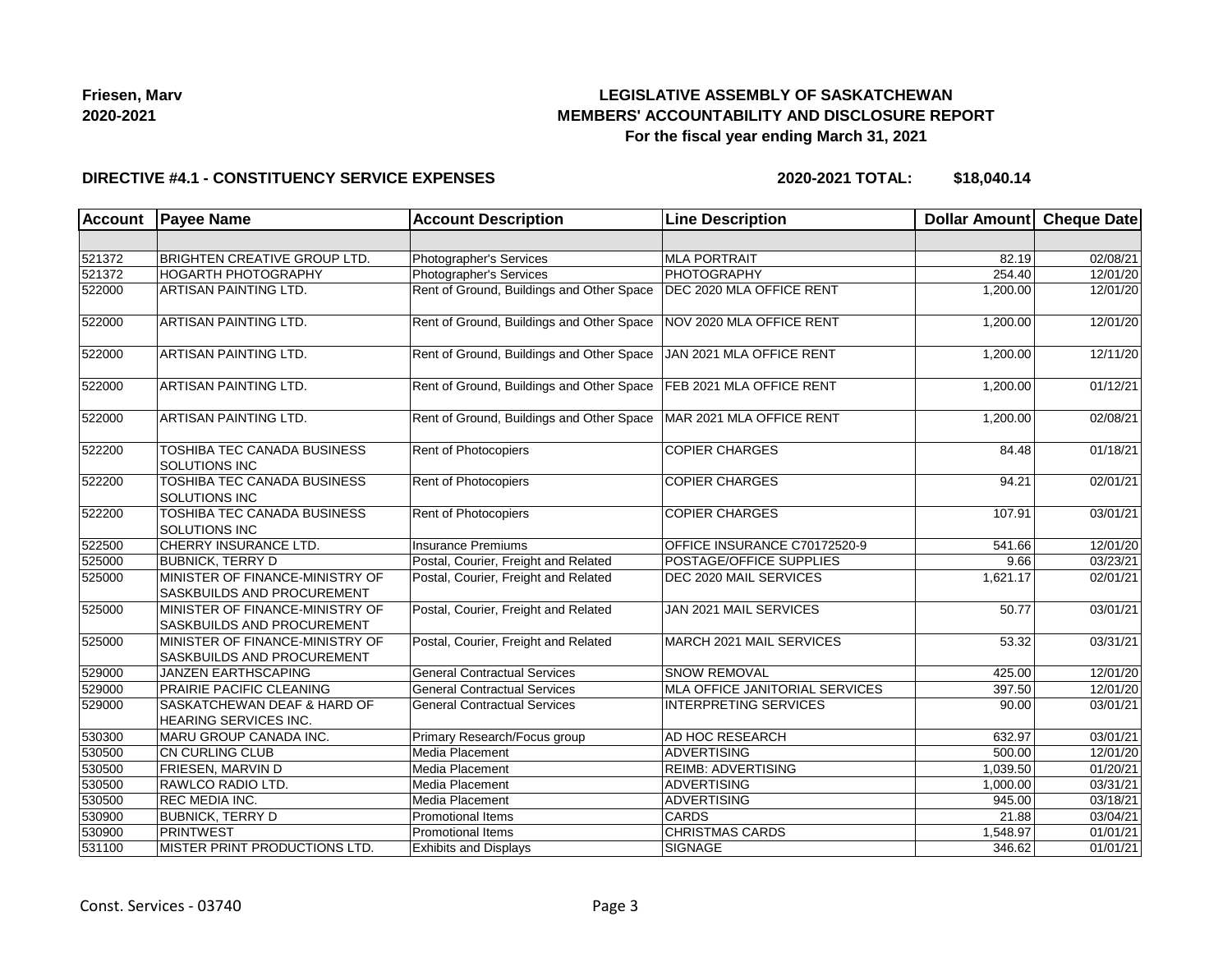Friesen, Marv
2020-2021

# LEGISLATIVE ASSEMBLY OF SASKATCHEWAN
## MEMBERS' ACCOUNTABILITY AND DISCLOSURE REPORT
### For the fiscal year ending March 31, 2021

**DIRECTIVE #4.1 - CONSTITUENCY SERVICE EXPENSES** **2020-2021 TOTAL: $18,040.14**

| Account | Payee Name | Account Description | Line Description | Dollar Amount | Cheque Date |
|---|---|---|---|---|---|
| | | | | | |
| 521372 | BRIGHTEN CREATIVE GROUP LTD. | Photographer's Services | MLA PORTRAIT | 82.19 | 02/08/21 |
| 521372 | HOGARTH PHOTOGRAPHY | Photographer's Services | PHOTOGRAPHY | 254.40 | 12/01/20 |
| 522000 | ARTISAN PAINTING LTD. | Rent of Ground, Buildings and Other Space | DEC 2020 MLA OFFICE RENT | 1,200.00 | 12/01/20 |
| 522000 | ARTISAN PAINTING LTD. | Rent of Ground, Buildings and Other Space | NOV 2020 MLA OFFICE RENT | 1,200.00 | 12/01/20 |
| 522000 | ARTISAN PAINTING LTD. | Rent of Ground, Buildings and Other Space | JAN 2021 MLA OFFICE RENT | 1,200.00 | 12/11/20 |
| 522000 | ARTISAN PAINTING LTD. | Rent of Ground, Buildings and Other Space | FEB 2021 MLA OFFICE RENT | 1,200.00 | 01/12/21 |
| 522000 | ARTISAN PAINTING LTD. | Rent of Ground, Buildings and Other Space | MAR 2021 MLA OFFICE RENT | 1,200.00 | 02/08/21 |
| 522200 | TOSHIBA TEC CANADA BUSINESS SOLUTIONS INC | Rent of Photocopiers | COPIER CHARGES | 84.48 | 01/18/21 |
| 522200 | TOSHIBA TEC CANADA BUSINESS SOLUTIONS INC | Rent of Photocopiers | COPIER CHARGES | 94.21 | 02/01/21 |
| 522200 | TOSHIBA TEC CANADA BUSINESS SOLUTIONS INC | Rent of Photocopiers | COPIER CHARGES | 107.91 | 03/01/21 |
| 522500 | CHERRY INSURANCE LTD. | Insurance Premiums | OFFICE INSURANCE C70172520-9 | 541.66 | 12/01/20 |
| 525000 | BUBNICK, TERRY D | Postal, Courier, Freight and Related | POSTAGE/OFFICE SUPPLIES | 9.66 | 03/23/21 |
| 525000 | MINISTER OF FINANCE-MINISTRY OF SASKBUILDS AND PROCUREMENT | Postal, Courier, Freight and Related | DEC 2020 MAIL SERVICES | 1,621.17 | 02/01/21 |
| 525000 | MINISTER OF FINANCE-MINISTRY OF SASKBUILDS AND PROCUREMENT | Postal, Courier, Freight and Related | JAN 2021 MAIL SERVICES | 50.77 | 03/01/21 |
| 525000 | MINISTER OF FINANCE-MINISTRY OF SASKBUILDS AND PROCUREMENT | Postal, Courier, Freight and Related | MARCH 2021 MAIL SERVICES | 53.32 | 03/31/21 |
| 529000 | JANZEN EARTHSCAPING | General Contractual Services | SNOW REMOVAL | 425.00 | 12/01/20 |
| 529000 | PRAIRIE PACIFIC CLEANING | General Contractual Services | MLA OFFICE JANITORIAL SERVICES | 397.50 | 12/01/20 |
| 529000 | SASKATCHEWAN DEAF & HARD OF HEARING SERVICES INC. | General Contractual Services | INTERPRETING SERVICES | 90.00 | 03/01/21 |
| 530300 | MARU GROUP CANADA INC. | Primary Research/Focus group | AD HOC RESEARCH | 632.97 | 03/01/21 |
| 530500 | CN CURLING CLUB | Media Placement | ADVERTISING | 500.00 | 12/01/20 |
| 530500 | FRIESEN, MARVIN D | Media Placement | REIMB: ADVERTISING | 1,039.50 | 01/20/21 |
| 530500 | RAWLCO RADIO LTD. | Media Placement | ADVERTISING | 1,000.00 | 03/31/21 |
| 530500 | REC MEDIA INC. | Media Placement | ADVERTISING | 945.00 | 03/18/21 |
| 530900 | BUBNICK, TERRY D | Promotional Items | CARDS | 21.88 | 03/04/21 |
| 530900 | PRINTWEST | Promotional Items | CHRISTMAS CARDS | 1,548.97 | 01/01/21 |
| 531100 | MISTER PRINT PRODUCTIONS LTD. | Exhibits and Displays | SIGNAGE | 346.62 | 01/01/21 |

Const. Services - 03740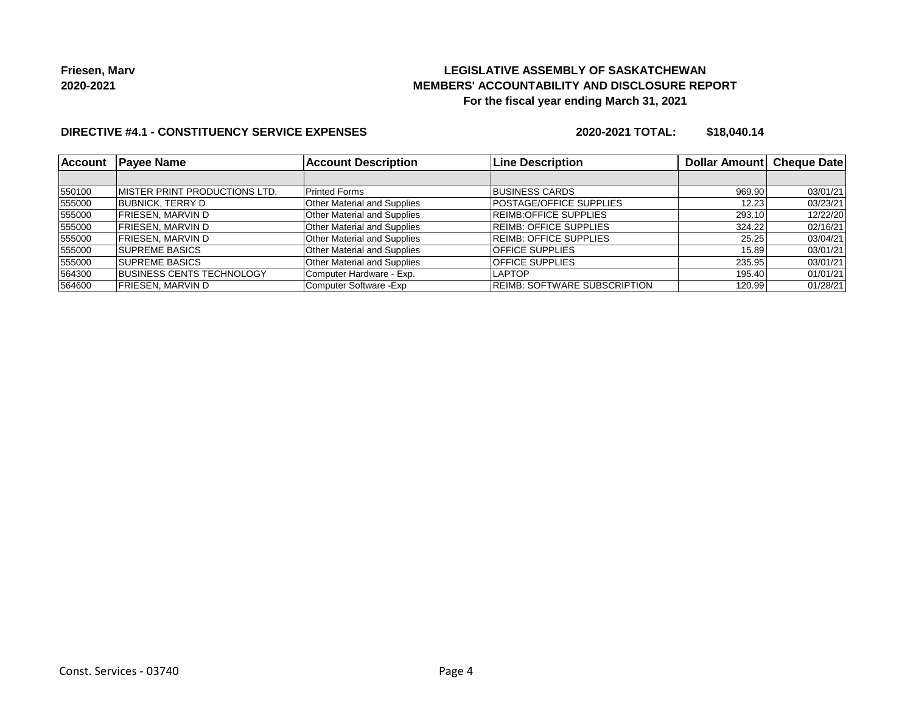**Friesen, Marv**
**2020-2021**

# LEGISLATIVE ASSEMBLY OF SASKATCHEWAN
## MEMBERS' ACCOUNTABILITY AND DISCLOSURE REPORT
### For the fiscal year ending March 31, 2021

**DIRECTIVE #4.1 - CONSTITUENCY SERVICE EXPENSES** **2020-2021 TOTAL: $18,040.14**

| Account | Payee Name | Account Description | Line Description | Dollar Amount | Cheque Date |
|---|---|---|---|---|---|
| | | | | | |
| 550100 | MISTER PRINT PRODUCTIONS LTD. | Printed Forms | BUSINESS CARDS | 969.90 | 03/01/21 |
| 555000 | BUBNICK, TERRY D | Other Material and Supplies | POSTAGE/OFFICE SUPPLIES | 12.23 | 03/23/21 |
| 555000 | FRIESEN, MARVIN D | Other Material and Supplies | REIMB:OFFICE SUPPLIES | 293.10 | 12/22/20 |
| 555000 | FRIESEN, MARVIN D | Other Material and Supplies | REIMB: OFFICE SUPPLIES | 324.22 | 02/16/21 |
| 555000 | FRIESEN, MARVIN D | Other Material and Supplies | REIMB: OFFICE SUPPLIES | 25.25 | 03/04/21 |
| 555000 | SUPREME BASICS | Other Material and Supplies | OFFICE SUPPLIES | 15.89 | 03/01/21 |
| 555000 | SUPREME BASICS | Other Material and Supplies | OFFICE SUPPLIES | 235.95 | 03/01/21 |
| 564300 | BUSINESS CENTS TECHNOLOGY | Computer Hardware - Exp. | LAPTOP | 195.40 | 01/01/21 |
| 564600 | FRIESEN, MARVIN D | Computer Software -Exp | REIMB: SOFTWARE SUBSCRIPTION | 120.99 | 01/28/21 |

Const. Services - 03740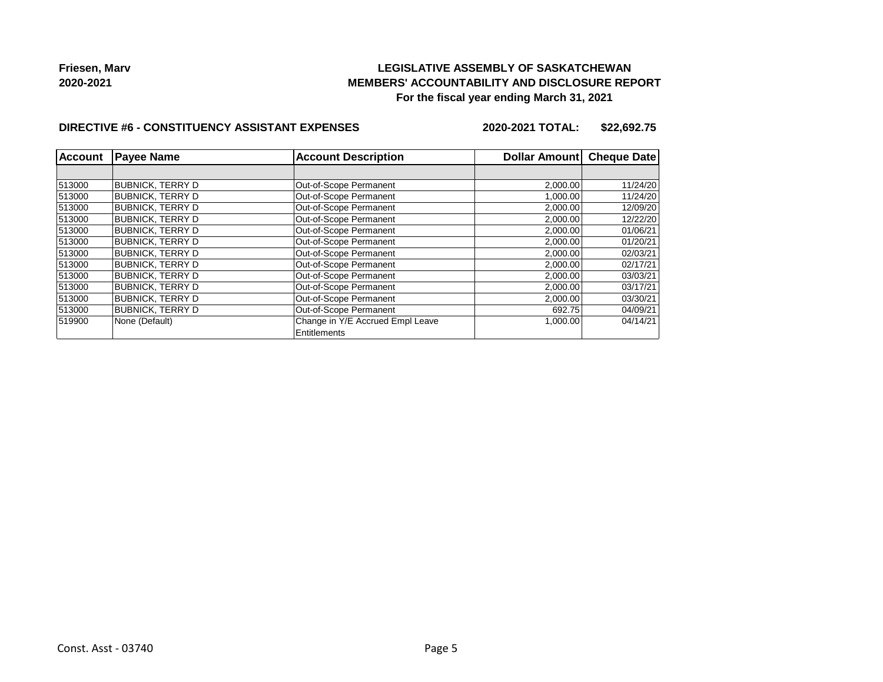Friesen, Marv
2020-2021

**LEGISLATIVE ASSEMBLY OF SASKATCHEWAN**
**MEMBERS' ACCOUNTABILITY AND DISCLOSURE REPORT**
**For the fiscal year ending March 31, 2021**

**DIRECTIVE #6 - CONSTITUENCY ASSISTANT EXPENSES** **2020-2021 TOTAL: $22,692.75**

| Account | Payee Name | Account Description | Dollar Amount | Cheque Date |
|---|---|---|---|---|
| | | | | |
| 513000 | BUBNICK, TERRY D | Out-of-Scope Permanent | 2,000.00 | 11/24/20 |
| 513000 | BUBNICK, TERRY D | Out-of-Scope Permanent | 1,000.00 | 11/24/20 |
| 513000 | BUBNICK, TERRY D | Out-of-Scope Permanent | 2,000.00 | 12/09/20 |
| 513000 | BUBNICK, TERRY D | Out-of-Scope Permanent | 2,000.00 | 12/22/20 |
| 513000 | BUBNICK, TERRY D | Out-of-Scope Permanent | 2,000.00 | 01/06/21 |
| 513000 | BUBNICK, TERRY D | Out-of-Scope Permanent | 2,000.00 | 01/20/21 |
| 513000 | BUBNICK, TERRY D | Out-of-Scope Permanent | 2,000.00 | 02/03/21 |
| 513000 | BUBNICK, TERRY D | Out-of-Scope Permanent | 2,000.00 | 02/17/21 |
| 513000 | BUBNICK, TERRY D | Out-of-Scope Permanent | 2,000.00 | 03/03/21 |
| 513000 | BUBNICK, TERRY D | Out-of-Scope Permanent | 2,000.00 | 03/17/21 |
| 513000 | BUBNICK, TERRY D | Out-of-Scope Permanent | 2,000.00 | 03/30/21 |
| 513000 | BUBNICK, TERRY D | Out-of-Scope Permanent | 692.75 | 04/09/21 |
| 519900 | None (Default) | Change in Y/E Accrued Empl Leave Entitlements | 1,000.00 | 04/14/21 |

Const. Asst - 03740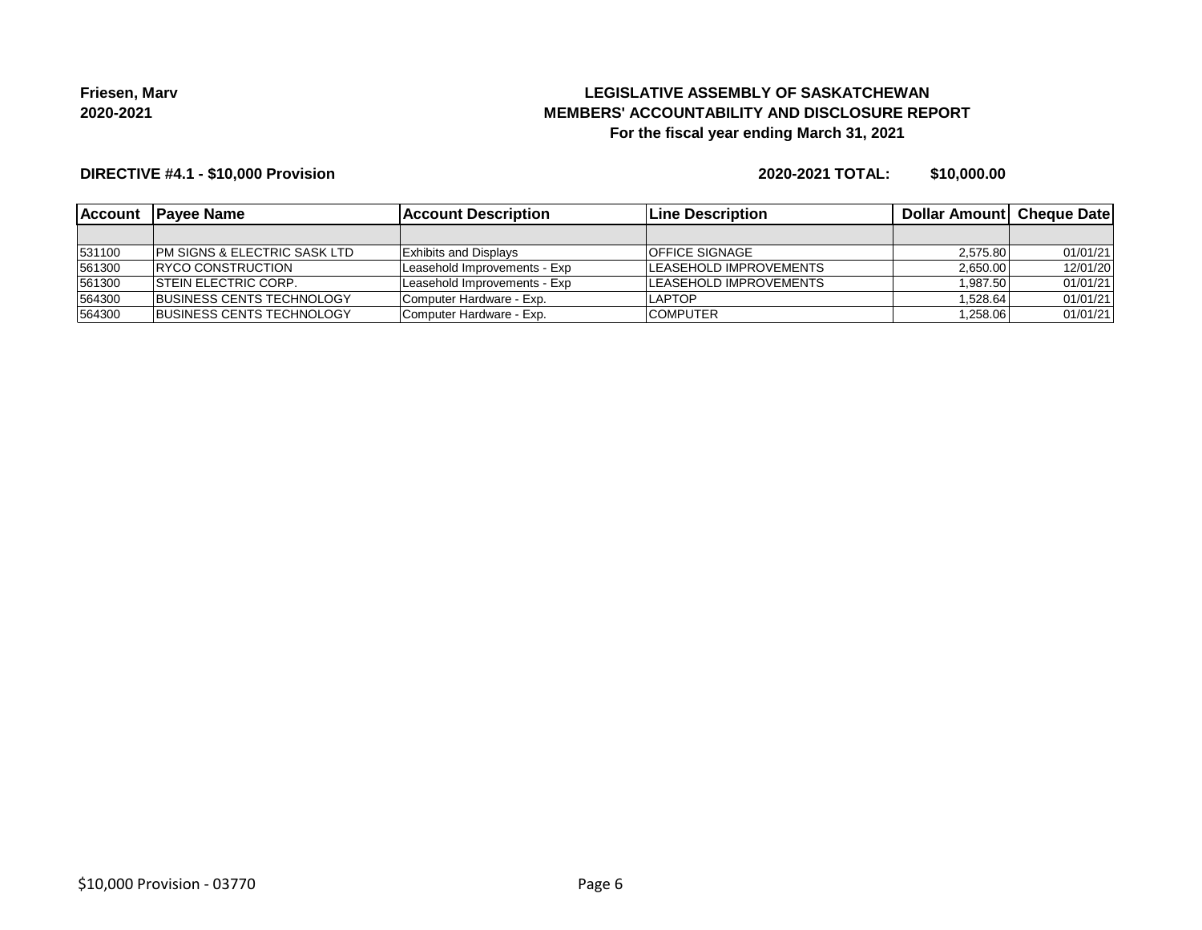**Friesen, Marv**
**2020-2021**

**LEGISLATIVE ASSEMBLY OF SASKATCHEWAN**
**MEMBERS' ACCOUNTABILITY AND DISCLOSURE REPORT**
**For the fiscal year ending March 31, 2021**

**DIRECTIVE #4.1 - $10,000 Provision** **2020-2021 TOTAL: $10,000.00**

| Account | Payee Name | Account Description | Line Description | Dollar Amount | Cheque Date |
|---|---|---|---|---|---|
| | | | | | |
| 531100 | PM SIGNS & ELECTRIC SASK LTD | Exhibits and Displays | OFFICE SIGNAGE | 2,575.80 | 01/01/21 |
| 561300 | RYCO CONSTRUCTION | Leasehold Improvements - Exp | LEASEHOLD IMPROVEMENTS | 2,650.00 | 12/01/20 |
| 561300 | STEIN ELECTRIC CORP. | Leasehold Improvements - Exp | LEASEHOLD IMPROVEMENTS | 1,987.50 | 01/01/21 |
| 564300 | BUSINESS CENTS TECHNOLOGY | Computer Hardware - Exp. | LAPTOP | 1,528.64 | 01/01/21 |
| 564300 | BUSINESS CENTS TECHNOLOGY | Computer Hardware - Exp. | COMPUTER | 1,258.06 | 01/01/21 |

$10,000 Provision - 03770